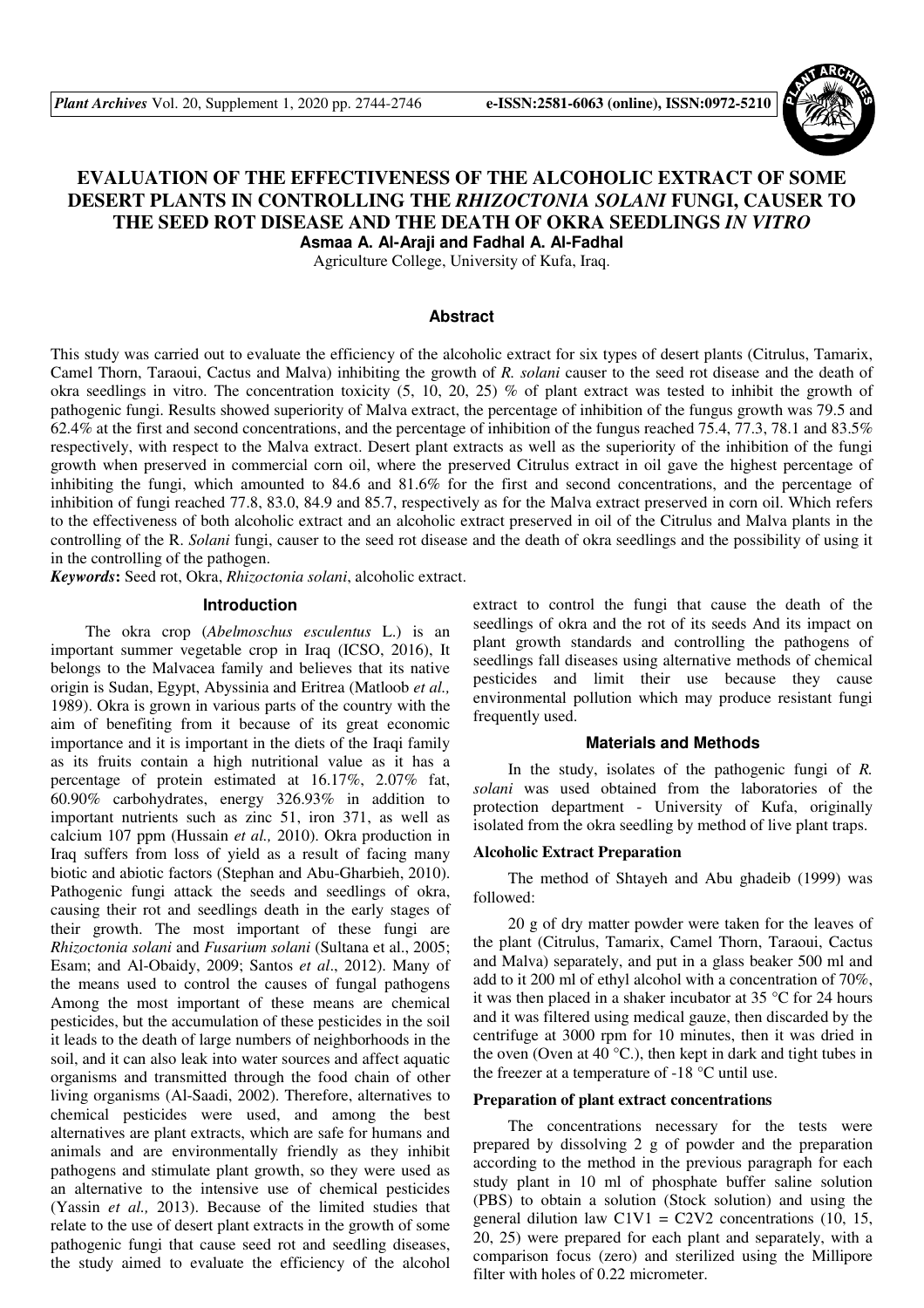# EVALUATION OF THE EFFECTIVENESS OF THE ALCOHOLIC EXTRACT OF SOME DESERT PLANTS IN CONTROLLING THE *RHIZOCTONIA SOLANI* FUNGI, CAUSER TO THE SEED ROT DISEASE AND THE DEATH OF OKRA SEEDLINGS *IN VITRO*

**Asmaa A. Al-Araji and Fadhal A. Al-Fadhal**

Agriculture College, University of Kufa, Iraq.

## Abstract

This study was carried out to evaluate the efficiency of the alcoholic extract for six types of desert plants (Citrulus, Tamarix, Camel Thorn, Taraoui, Cactus and Malva) inhibiting the growth of *R. solani* causer to the seed rot disease and the death of okra seedlings in vitro. The concentration toxicity (5, 10, 20, 25) % of plant extract was tested to inhibit the growth of pathogenic fungi. Results showed superiority of Malva extract, the percentage of inhibition of the fungus growth was 79.5 and 62.4% at the first and second concentrations, and the percentage of inhibition of the fungus reached 75.4, 77.3, 78.1 and 83.5% respectively, with respect to the Malva extract. Desert plant extracts as well as the superiority of the inhibition of the fungi growth when preserved in commercial corn oil, where the preserved Citrulus extract in oil gave the highest percentage of inhibiting the fungi, which amounted to 84.6 and 81.6% for the first and second concentrations, and the percentage of inhibition of fungi reached 77.8, 83.0, 84.9 and 85.7, respectively as for the Malva extract preserved in corn oil. Which refers to the effectiveness of both alcoholic extract and an alcoholic extract preserved in oil of the Citrulus and Malva plants in the controlling of the R. *Solani* fungi, causer to the seed rot disease and the death of okra seedlings and the possibility of using it in the controlling of the pathogen.

***Keywords*:** Seed rot, Okra, *Rhizoctonia solani*, alcoholic extract.

## Introduction

The okra crop (*Abelmoschus esculentus* L.) is an important summer vegetable crop in Iraq (ICSO, 2016), It belongs to the Malvacea family and believes that its native origin is Sudan, Egypt, Abyssinia and Eritrea (Matloob *et al.,* 1989). Okra is grown in various parts of the country with the aim of benefiting from it because of its great economic importance and it is important in the diets of the Iraqi family as its fruits contain a high nutritional value as it has a percentage of protein estimated at 16.17%, 2.07% fat, 60.90% carbohydrates, energy 326.93% in addition to important nutrients such as zinc 51, iron 371, as well as calcium 107 ppm (Hussain *et al.,* 2010). Okra production in Iraq suffers from loss of yield as a result of facing many biotic and abiotic factors (Stephan and Abu-Gharbieh, 2010). Pathogenic fungi attack the seeds and seedlings of okra, causing their rot and seedlings death in the early stages of their growth. The most important of these fungi are *Rhizoctonia solani* and *Fusarium solani* (Sultana et al., 2005; Esam; and Al-Obaidy, 2009; Santos *et al*., 2012). Many of the means used to control the causes of fungal pathogens Among the most important of these means are chemical pesticides, but the accumulation of these pesticides in the soil it leads to the death of large numbers of neighborhoods in the soil, and it can also leak into water sources and affect aquatic organisms and transmitted through the food chain of other living organisms (Al-Saadi, 2002). Therefore, alternatives to chemical pesticides were used, and among the best alternatives are plant extracts, which are safe for humans and animals and are environmentally friendly as they inhibit pathogens and stimulate plant growth, so they were used as an alternative to the intensive use of chemical pesticides (Yassin *et al.,* 2013). Because of the limited studies that relate to the use of desert plant extracts in the growth of some pathogenic fungi that cause seed rot and seedling diseases, the study aimed to evaluate the efficiency of the alcohol extract to control the fungi that cause the death of the seedlings of okra and the rot of its seeds And its impact on plant growth standards and controlling the pathogens of seedlings fall diseases using alternative methods of chemical pesticides and limit their use because they cause environmental pollution which may produce resistant fungi frequently used.

## Materials and Methods

In the study, isolates of the pathogenic fungi of *R. solani* was used obtained from the laboratories of the protection department - University of Kufa, originally isolated from the okra seedling by method of live plant traps.

### Alcoholic Extract Preparation

The method of Shtayeh and Abu ghadeib (1999) was followed:

20 g of dry matter powder were taken for the leaves of the plant (Citrulus, Tamarix, Camel Thorn, Taraoui, Cactus and Malva) separately, and put in a glass beaker 500 ml and add to it 200 ml of ethyl alcohol with a concentration of 70%, it was then placed in a shaker incubator at 35 °C for 24 hours and it was filtered using medical gauze, then discarded by the centrifuge at 3000 rpm for 10 minutes, then it was dried in the oven (Oven at 40 °C.), then kept in dark and tight tubes in the freezer at a temperature of -18 °C until use.

### Preparation of plant extract concentrations

The concentrations necessary for the tests were prepared by dissolving 2 g of powder and the preparation according to the method in the previous paragraph for each study plant in 10 ml of phosphate buffer saline solution (PBS) to obtain a solution (Stock solution) and using the general dilution law $C1V1 = C2V2$ concentrations (10, 15, 20, 25) were prepared for each plant and separately, with a comparison focus (zero) and sterilized using the Millipore filter with holes of 0.22 micrometer.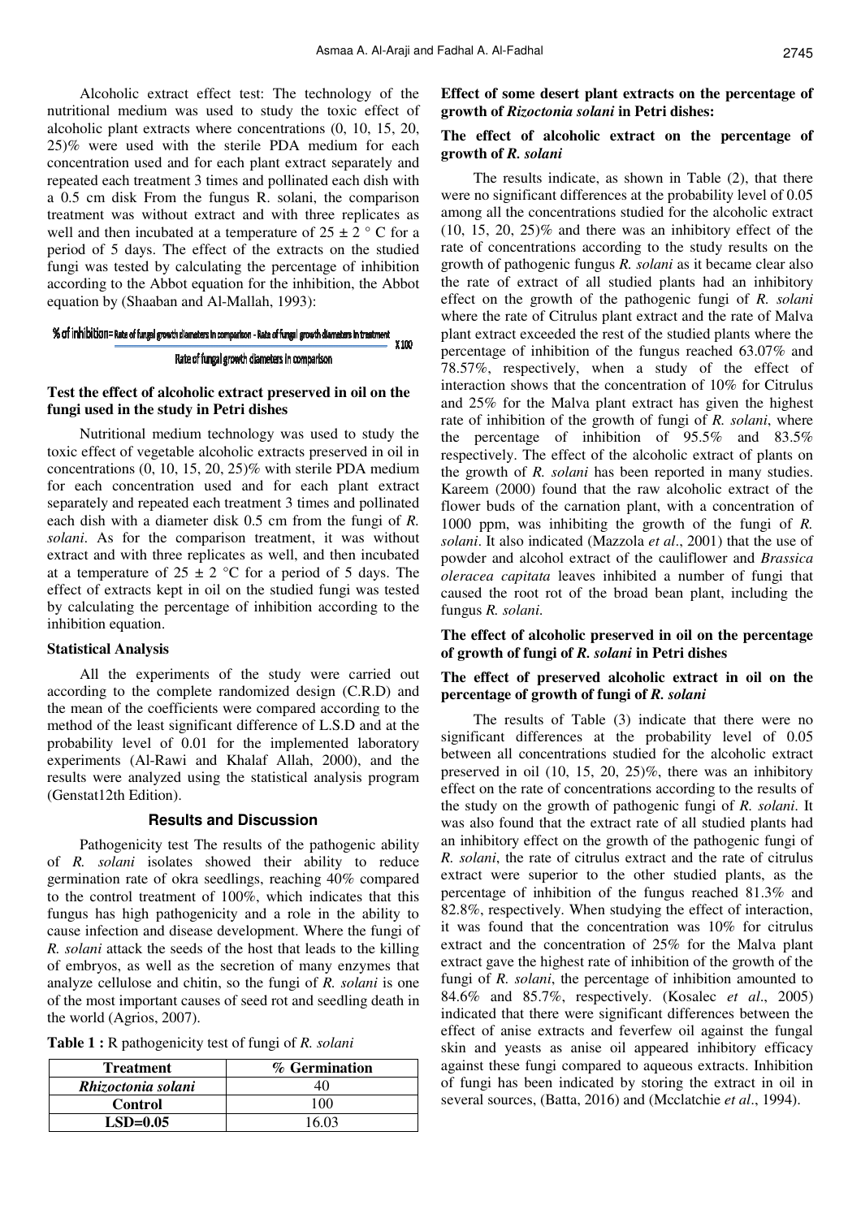Alcoholic extract effect test: The technology of the nutritional medium was used to study the toxic effect of alcoholic plant extracts where concentrations (0, 10, 15, 20, 25)% were used with the sterile PDA medium for each concentration used and for each plant extract separately and repeated each treatment 3 times and pollinated each dish with a 0.5 cm disk From the fungus R. solani, the comparison treatment was without extract and with three replicates as well and then incubated at a temperature of $25 \pm 2$ ° C for a period of 5 days. The effect of the extracts on the studied fungi was tested by calculating the percentage of inhibition according to the Abbot equation for the inhibition, the Abbot equation by (Shaaban and Al-Mallah, 1993):

$$\% \text{ of inhibition} = \frac{\text{Rate of fungal growth diameters in comparison} - \text{Rate of fungal growth diameters in treatment}}{\text{Rate of fungal growth diameters in comparison}} \times 100$$

### Test the effect of alcoholic extract preserved in oil on the fungi used in the study in Petri dishes

Nutritional medium technology was used to study the toxic effect of vegetable alcoholic extracts preserved in oil in concentrations (0, 10, 15, 20, 25)% with sterile PDA medium for each concentration used and for each plant extract separately and repeated each treatment 3 times and pollinated each dish with a diameter disk 0.5 cm from the fungi of *R. solani*. As for the comparison treatment, it was without extract and with three replicates as well, and then incubated at a temperature of $25 \pm 2$ °C for a period of 5 days. The effect of extracts kept in oil on the studied fungi was tested by calculating the percentage of inhibition according to the inhibition equation.

### Statistical Analysis

All the experiments of the study were carried out according to the complete randomized design (C.R.D) and the mean of the coefficients were compared according to the method of the least significant difference of L.S.D and at the probability level of 0.01 for the implemented laboratory experiments (Al-Rawi and Khalaf Allah, 2000), and the results were analyzed using the statistical analysis program (Genstat12th Edition).

## Results and Discussion

Pathogenicity test The results of the pathogenic ability of *R. solani* isolates showed their ability to reduce germination rate of okra seedlings, reaching 40% compared to the control treatment of 100%, which indicates that this fungus has high pathogenicity and a role in the ability to cause infection and disease development. Where the fungi of *R. solani* attack the seeds of the host that leads to the killing of embryos, as well as the secretion of many enzymes that analyze cellulose and chitin, so the fungi of *R. solani* is one of the most important causes of seed rot and seedling death in the world (Agrios, 2007).

**Table 1 :** R pathogenicity test of fungi of *R. solani*

| Treatment | % Germination |
|---|---|
| ***Rhizoctonia solani*** | 40 |
| **Control** | 100 |
| **LSD=0.05** | 16.03 |

### Effect of some desert plant extracts on the percentage of growth of *Rizoctonia solani* in Petri dishes:

### The effect of alcoholic extract on the percentage of growth of *R. solani*

The results indicate, as shown in Table (2), that there were no significant differences at the probability level of 0.05 among all the concentrations studied for the alcoholic extract (10, 15, 20, 25)% and there was an inhibitory effect of the rate of concentrations according to the study results on the growth of pathogenic fungus *R. solani* as it became clear also the rate of extract of all studied plants had an inhibitory effect on the growth of the pathogenic fungi of *R. solani* where the rate of Citrulus plant extract and the rate of Malva plant extract exceeded the rest of the studied plants where the percentage of inhibition of the fungus reached 63.07% and 78.57%, respectively, when a study of the effect of interaction shows that the concentration of 10% for Citrulus and 25% for the Malva plant extract has given the highest rate of inhibition of the growth of fungi of *R. solani*, where the percentage of inhibition of 95.5% and 83.5% respectively. The effect of the alcoholic extract of plants on the growth of *R. solani* has been reported in many studies. Kareem (2000) found that the raw alcoholic extract of the flower buds of the carnation plant, with a concentration of 1000 ppm, was inhibiting the growth of the fungi of *R. solani*. It also indicated (Mazzola *et al*., 2001) that the use of powder and alcohol extract of the cauliflower and *Brassica oleracea capitata* leaves inhibited a number of fungi that caused the root rot of the broad bean plant, including the fungus *R. solani*.

### The effect of alcoholic preserved in oil on the percentage of growth of fungi of *R. solani* in Petri dishes

### The effect of preserved alcoholic extract in oil on the percentage of growth of fungi of *R. solani*

The results of Table (3) indicate that there were no significant differences at the probability level of 0.05 between all concentrations studied for the alcoholic extract preserved in oil (10, 15, 20, 25)%, there was an inhibitory effect on the rate of concentrations according to the results of the study on the growth of pathogenic fungi of *R. solani*. It was also found that the extract rate of all studied plants had an inhibitory effect on the growth of the pathogenic fungi of *R. solani*, the rate of citrulus extract and the rate of citrulus extract were superior to the other studied plants, as the percentage of inhibition of the fungus reached 81.3% and 82.8%, respectively. When studying the effect of interaction, it was found that the concentration was 10% for citrulus extract and the concentration of 25% for the Malva plant extract gave the highest rate of inhibition of the growth of the fungi of *R. solani*, the percentage of inhibition amounted to 84.6% and 85.7%, respectively. (Kosalec *et al*., 2005) indicated that there were significant differences between the effect of anise extracts and feverfew oil against the fungal skin and yeasts as anise oil appeared inhibitory efficacy against these fungi compared to aqueous extracts. Inhibition of fungi has been indicated by storing the extract in oil in several sources, (Batta, 2016) and (Mcclatchie *et al*., 1994).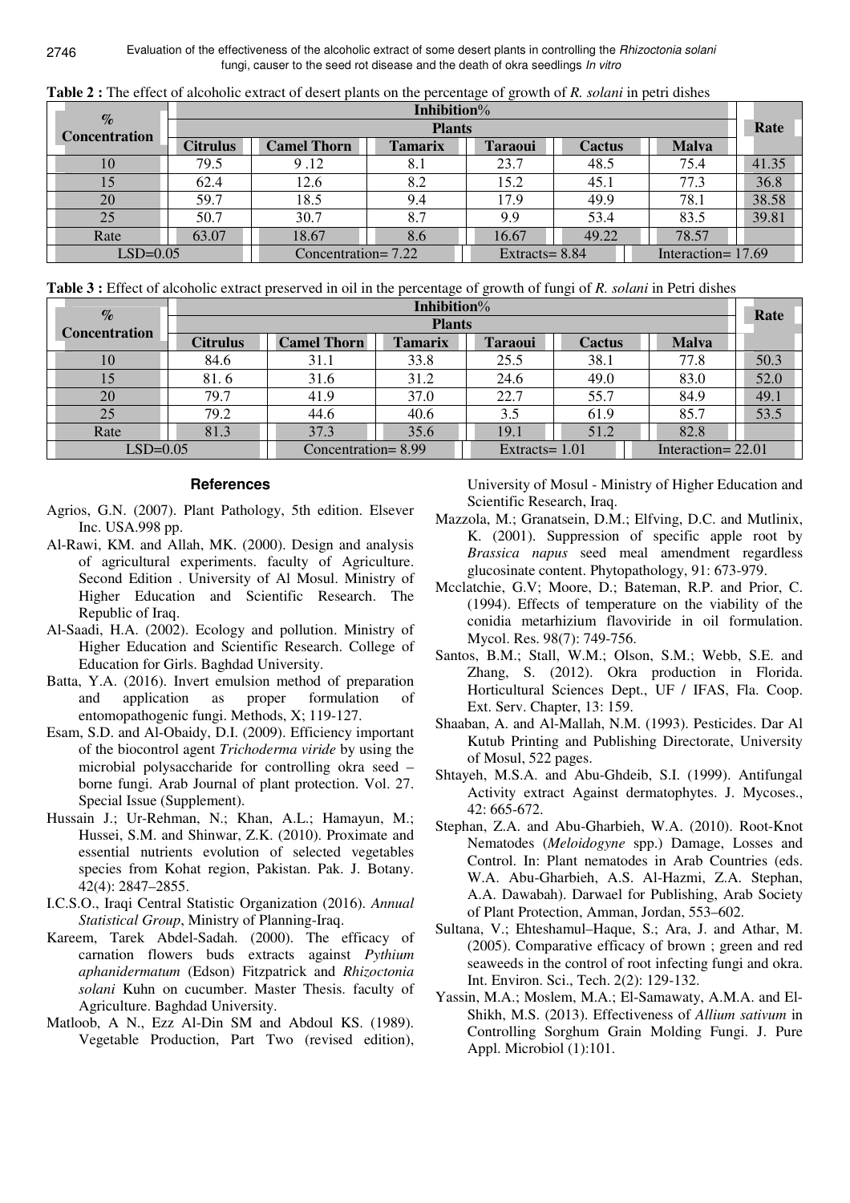**Table 2 :** The effect of alcoholic extract of desert plants on the percentage of growth of *R. solani* in petri dishes

| % Concentration | Inhibition% | | | | | | Rate |
|---|---|---|---|---|---|---|---|
| | Plants | | | | | | |
| | Citrulus | Camel Thorn | Tamarix | Taraoui | Cactus | Malva | |
| 10 | 79.5 | 9 .12 | 8.1 | 23.7 | 48.5 | 75.4 | 41.35 |
| 15 | 62.4 | 12.6 | 8.2 | 15.2 | 45.1 | 77.3 | 36.8 |
| 20 | 59.7 | 18.5 | 9.4 | 17.9 | 49.9 | 78.1 | 38.58 |
| 25 | 50.7 | 30.7 | 8.7 | 9.9 | 53.4 | 83.5 | 39.81 |
| Rate | 63.07 | 18.67 | 8.6 | 16.67 | 49.22 | 78.57 | |
| LSD=0.05 | | Concentration= 7.22 | | Extracts= 8.84 | | Interaction= 17.69 | |

**Table 3 :** Effect of alcoholic extract preserved in oil in the percentage of growth of fungi of *R. solani* in Petri dishes

| % Concentration | Inhibition% | | | | | | Rate |
|---|---|---|---|---|---|---|---|
| | Plants | | | | | | |
| | Citrulus | Camel Thorn | Tamarix | Taraoui | Cactus | Malva | |
| 10 | 84.6 | 31.1 | 33.8 | 25.5 | 38.1 | 77.8 | 50.3 |
| 15 | 81. 6 | 31.6 | 31.2 | 24.6 | 49.0 | 83.0 | 52.0 |
| 20 | 79.7 | 41.9 | 37.0 | 22.7 | 55.7 | 84.9 | 49.1 |
| 25 | 79.2 | 44.6 | 40.6 | 3.5 | 61.9 | 85.7 | 53.5 |
| Rate | 81.3 | 37.3 | 35.6 | 19.1 | 51.2 | 82.8 | |
| LSD=0.05 | | Concentration= 8.99 | | Extracts= 1.01 | | Interaction= 22.01 | |

## References

Agrios, G.N. (2007). Plant Pathology, 5th edition. Elsever Inc. USA.998 pp.

Al-Rawi, KM. and Allah, MK. (2000). Design and analysis of agricultural experiments. faculty of Agriculture. Second Edition . University of Al Mosul. Ministry of Higher Education and Scientific Research. The Republic of Iraq.

Al-Saadi, H.A. (2002). Ecology and pollution. Ministry of Higher Education and Scientific Research. College of Education for Girls. Baghdad University.

Batta, Y.A. (2016). Invert emulsion method of preparation and application as proper formulation of entomopathogenic fungi. Methods, X; 119-127.

Esam, S.D. and Al-Obaidy, D.I. (2009). Efficiency important of the biocontrol agent *Trichoderma viride* by using the microbial polysaccharide for controlling okra seed – borne fungi. Arab Journal of plant protection. Vol. 27. Special Issue (Supplement).

Hussain J.; Ur-Rehman, N.; Khan, A.L.; Hamayun, M.; Hussei, S.M. and Shinwar, Z.K. (2010). Proximate and essential nutrients evolution of selected vegetables species from Kohat region, Pakistan. Pak. J. Botany. 42(4): 2847–2855.

I.C.S.O., Iraqi Central Statistic Organization (2016). *Annual Statistical Group*, Ministry of Planning-Iraq.

Kareem, Tarek Abdel-Sadah. (2000). The efficacy of carnation flowers buds extracts against *Pythium aphanidermatum* (Edson) Fitzpatrick and *Rhizoctonia solani* Kuhn on cucumber. Master Thesis. faculty of Agriculture. Baghdad University.

Matloob, A N., Ezz Al-Din SM and Abdoul KS. (1989). Vegetable Production, Part Two (revised edition), University of Mosul - Ministry of Higher Education and Scientific Research, Iraq.

Mazzola, M.; Granatsein, D.M.; Elfving, D.C. and Mutlinix, K. (2001). Suppression of specific apple root by *Brassica napus* seed meal amendment regardless glucosinate content. Phytopathology, 91: 673-979.

Mcclatchie, G.V; Moore, D.; Bateman, R.P. and Prior, C. (1994). Effects of temperature on the viability of the conidia metarhizium flavoviride in oil formulation. Mycol. Res. 98(7): 749-756.

Santos, B.M.; Stall, W.M.; Olson, S.M.; Webb, S.E. and Zhang, S. (2012). Okra production in Florida. Horticultural Sciences Dept., UF / IFAS, Fla. Coop. Ext. Serv. Chapter, 13: 159.

Shaaban, A. and Al-Mallah, N.M. (1993). Pesticides. Dar Al Kutub Printing and Publishing Directorate, University of Mosul, 522 pages.

Shtayeh, M.S.A. and Abu-Ghdeib, S.I. (1999). Antifungal Activity extract Against dermatophytes. J. Mycoses., 42: 665-672.

Stephan, Z.A. and Abu-Gharbieh, W.A. (2010). Root-Knot Nematodes (*Meloidogyne* spp.) Damage, Losses and Control. In: Plant nematodes in Arab Countries (eds. W.A. Abu-Gharbieh, A.S. Al-Hazmi, Z.A. Stephan, A.A. Dawabah). Darwael for Publishing, Arab Society of Plant Protection, Amman, Jordan, 553–602.

Sultana, V.; Ehteshamul–Haque, S.; Ara, J. and Athar, M. (2005). Comparative efficacy of brown ; green and red seaweeds in the control of root infecting fungi and okra. Int. Environ. Sci., Tech. 2(2): 129-132.

Yassin, M.A.; Moslem, M.A.; El-Samawaty, A.M.A. and El-Shikh, M.S. (2013). Effectiveness of *Allium sativum* in Controlling Sorghum Grain Molding Fungi. J. Pure Appl. Microbiol (1):101.